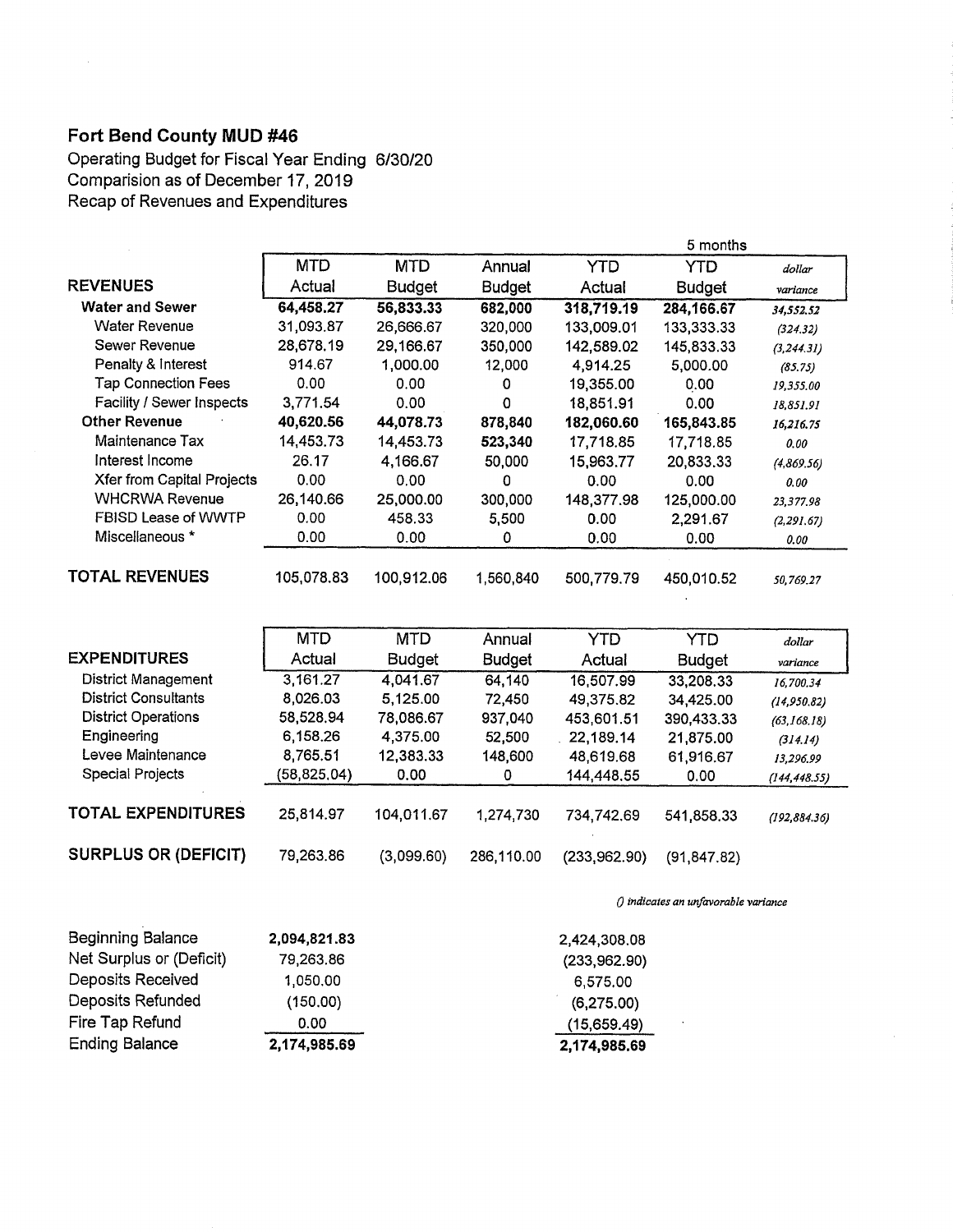## Fort Bend County MUD #46

Operating Budget for Fiscal Year Ending 6/30/20
Comparision as of December 17, 2019
Recap of Revenues and Expenditures

| | | | | | 5 months | |
|---|---|---|---|---|---|---|
| **REVENUES** | MTD Actual | MTD Budget | Annual Budget | YTD Actual | YTD Budget | *dollar variance* |
| **Water and Sewer** | **64,458.27** | **56,833.33** | **682,000** | **318,719.19** | **284,166.67** | *34,552.52* |
| Water Revenue | 31,093.87 | 26,666.67 | 320,000 | 133,009.01 | 133,333.33 | *(324.32)* |
| Sewer Revenue | 28,678.19 | 29,166.67 | 350,000 | 142,589.02 | 145,833.33 | *(3,244.31)* |
| Penalty & Interest | 914.67 | 1,000.00 | 12,000 | 4,914.25 | 5,000.00 | *(85.75)* |
| Tap Connection Fees | 0.00 | 0.00 | 0 | 19,355.00 | 0.00 | *19,355.00* |
| Facility / Sewer Inspects | 3,771.54 | 0.00 | 0 | 18,851.91 | 0.00 | *18,851.91* |
| **Other Revenue** | **40,620.56** | **44,078.73** | **878,840** | **182,060.60** | **165,843.85** | *16,216.75* |
| Maintenance Tax | 14,453.73 | 14,453.73 | **523,340** | 17,718.85 | 17,718.85 | *0.00* |
| Interest Income | 26.17 | 4,166.67 | 50,000 | 15,963.77 | 20,833.33 | *(4,869.56)* |
| Xfer from Capital Projects | 0.00 | 0.00 | 0 | 0.00 | 0.00 | *0.00* |
| WHCRWA Revenue | 26,140.66 | 25,000.00 | 300,000 | 148,377.98 | 125,000.00 | *23,377.98* |
| FBISD Lease of WWTP | 0.00 | 458.33 | 5,500 | 0.00 | 2,291.67 | *(2,291.67)* |
| Miscellaneous * | 0.00 | 0.00 | 0 | 0.00 | 0.00 | *0.00* |
| **TOTAL REVENUES** | 105,078.83 | 100,912.06 | 1,560,840 | 500,779.79 | 450,010.52 | *50,769.27* |

| **EXPENDITURES** | MTD Actual | MTD Budget | Annual Budget | YTD Actual | YTD Budget | *dollar variance* |
|---|---|---|---|---|---|---|
| District Management | 3,161.27 | 4,041.67 | 64,140 | 16,507.99 | 33,208.33 | *16,700.34* |
| District Consultants | 8,026.03 | 5,125.00 | 72,450 | 49,375.82 | 34,425.00 | *(14,950.82)* |
| District Operations | 58,528.94 | 78,086.67 | 937,040 | 453,601.51 | 390,433.33 | *(63,168.18)* |
| Engineering | 6,158.26 | 4,375.00 | 52,500 | 22,189.14 | 21,875.00 | *(314.14)* |
| Levee Maintenance | 8,765.51 | 12,383.33 | 148,600 | 48,619.68 | 61,916.67 | *13,296.99* |
| Special Projects | (58,825.04) | 0.00 | 0 | 144,448.55 | 0.00 | *(144,448.55)* |
| **TOTAL EXPENDITURES** | 25,814.97 | 104,011.67 | 1,274,730 | 734,742.69 | 541,858.33 | *(192,884.36)* |
| **SURPLUS OR (DEFICIT)** | 79,263.86 | (3,099.60) | 286,110.00 | (233,962.90) | (91,847.82) | |

*() indicates an unfavorable variance*

| | MTD | YTD |
|---|---|---|
| Beginning Balance | **2,094,821.83** | 2,424,308.08 |
| Net Surplus or (Deficit) | 79,263.86 | (233,962.90) |
| Deposits Received | 1,050.00 | 6,575.00 |
| Deposits Refunded | (150.00) | (6,275.00) |
| Fire Tap Refund | 0.00 | (15,659.49) |
| Ending Balance | **2,174,985.69** | **2,174,985.69** |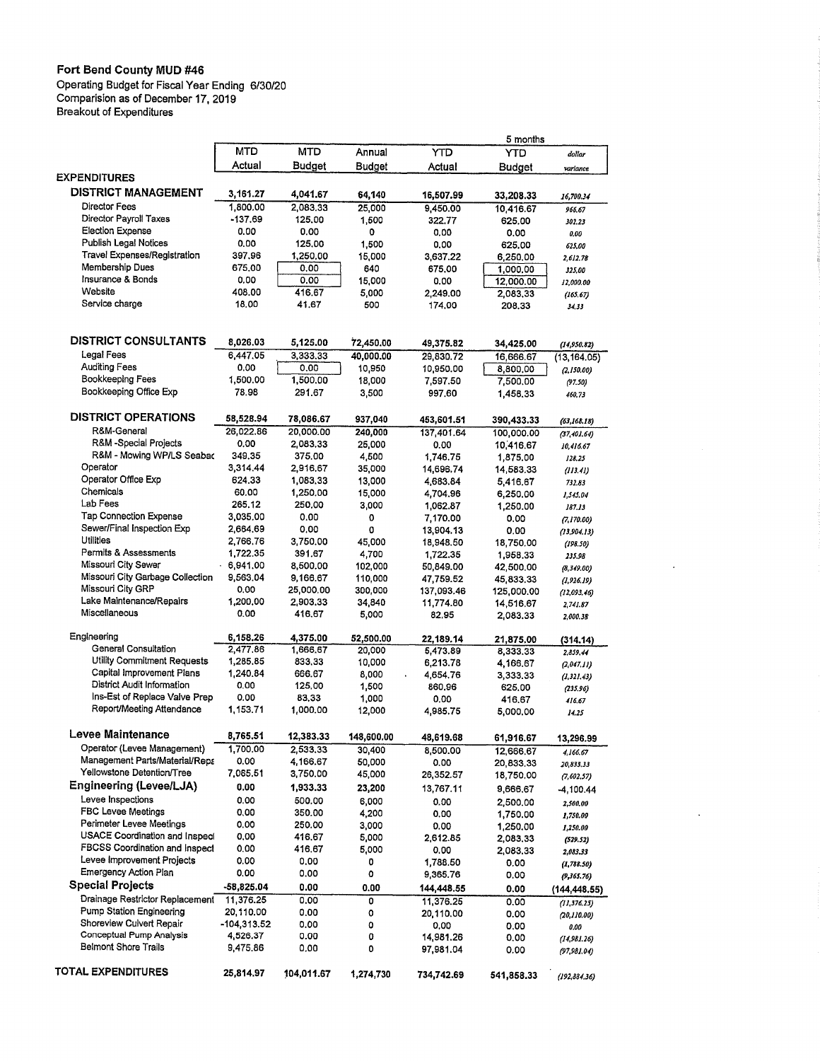**Fort Bend County MUD #46**
Operating Budget for Fiscal Year Ending 6/30/20
Comparision as of December 17, 2019
Breakout of Expenditures

| | MTD Actual | MTD Budget | Annual Budget | YTD Actual | 5 months YTD Budget | dollar variance |
|---|---|---|---|---|---|---|
| **EXPENDITURES** | | | | | | |
| **DISTRICT MANAGEMENT** | 3,161.27 | 4,041.67 | 64,140 | 16,507.99 | 33,208.33 | 16,700.34 |
| Director Fees | 1,800.00 | 2,083.33 | 25,000 | 9,450.00 | 10,416.67 | 966.67 |
| Director Payroll Taxes | -137.69 | 125.00 | 1,500 | 322.77 | 625.00 | 302.23 |
| Election Expense | 0.00 | 0.00 | 0 | 0.00 | 0.00 | 0.00 |
| Publish Legal Notices | 0.00 | 125.00 | 1,500 | 0.00 | 625.00 | 625.00 |
| Travel Expenses/Registration | 397.96 | 1,250.00 | 15,000 | 3,637.22 | 6,250.00 | 2,612.78 |
| Membership Dues | 675.00 | 0.00 | 640 | 675.00 | 1,000.00 | 325.00 |
| Insurance & Bonds | 0.00 | 0.00 | 15,000 | 0.00 | 12,000.00 | 12,000.00 |
| Website | 408.00 | 416.67 | 5,000 | 2,249.00 | 2,083.33 | (165.67) |
| Service charge | 18.00 | 41.67 | 500 | 174.00 | 208.33 | 34.33 |
| **DISTRICT CONSULTANTS** | 8,026.03 | 5,125.00 | 72,450.00 | 49,375.82 | 34,425.00 | (14,950.82) |
| Legal Fees | 6,447.05 | 3,333.33 | 40,000.00 | 29,830.72 | 16,666.67 | (13,164.05) |
| Auditing Fees | 0.00 | 0.00 | 10,950 | 10,950.00 | 8,800.00 | (2,150.00) |
| Bookkeeping Fees | 1,500.00 | 1,500.00 | 18,000 | 7,597.50 | 7,500.00 | (97.50) |
| Bookkeeping Office Exp | 78.98 | 291.67 | 3,500 | 997.60 | 1,458.33 | 460.73 |
| **DISTRICT OPERATIONS** | 58,528.94 | 78,086.67 | 937,040 | 453,601.51 | 390,433.33 | (63,168.18) |
| R&M-General | 26,022.86 | 20,000.00 | 240,000 | 137,401.64 | 100,000.00 | (37,401.64) |
| R&M -Special Projects | 0.00 | 2,083.33 | 25,000 | 0.00 | 10,416.67 | 10,416.67 |
| R&M - Mowing WP/LS Seabac | 349.35 | 375.00 | 4,500 | 1,746.75 | 1,875.00 | 128.25 |
| Operator | 3,314.44 | 2,916.67 | 35,000 | 14,696.74 | 14,583.33 | (113.41) |
| Operator Office Exp | 624.33 | 1,083.33 | 13,000 | 4,683.84 | 5,416.67 | 732.83 |
| Chemicals | 60.00 | 1,250.00 | 15,000 | 4,704.96 | 6,250.00 | 1,545.04 |
| Lab Fees | 265.12 | 250.00 | 3,000 | 1,062.87 | 1,250.00 | 187.13 |
| Tap Connection Expense | 3,035.00 | 0.00 | 0 | 7,170.00 | 0.00 | (7,170.00) |
| Sewer/Final Inspection Exp | 2,664.69 | 0.00 | 0 | 13,904.13 | 0.00 | (13,904.13) |
| Utilities | 2,766.76 | 3,750.00 | 45,000 | 18,948.50 | 18,750.00 | (198.50) |
| Permits & Assessments | 1,722.35 | 391.67 | 4,700 | 1,722.35 | 1,958.33 | 235.98 |
| Missouri City Sewer | 6,941.00 | 8,500.00 | 102,000 | 50,849.00 | 42,500.00 | (8,349.00) |
| Missouri City Garbage Collection | 9,563.04 | 9,166.67 | 110,000 | 47,759.52 | 45,833.33 | (1,926.19) |
| Missouri City GRP | 0.00 | 25,000.00 | 300,000 | 137,093.46 | 125,000.00 | (12,093.46) |
| Lake Maintenance/Repairs | 1,200.00 | 2,903.33 | 34,840 | 11,774.80 | 14,516.67 | 2,741.87 |
| Miscellaneous | 0.00 | 416.67 | 5,000 | 82.95 | 2,083.33 | 2,000.38 |
| Engineering | 6,158.26 | 4,375.00 | 52,500.00 | 22,189.14 | 21,875.00 | (314.14) |
| General Consultation | 2,477.86 | 1,666.67 | 20,000 | 5,473.89 | 8,333.33 | 2,859.44 |
| Utility Commitment Requests | 1,285.85 | 833.33 | 10,000 | 6,213.78 | 4,166.67 | (2,047.11) |
| Capital Improvement Plans | 1,240.84 | 666.67 | 8,000 | 4,654.76 | 3,333.33 | (1,321.43) |
| District Audit Information | 0.00 | 125.00 | 1,500 | 860.96 | 625.00 | (235.96) |
| Ins-Est of Replace Valve Prep | 0.00 | 83.33 | 1,000 | 0.00 | 416.67 | 416.67 |
| Report/Meeting Attendance | 1,153.71 | 1,000.00 | 12,000 | 4,985.75 | 5,000.00 | 14.25 |
| **Levee Maintenance** | 8,765.51 | 12,383.33 | 148,600.00 | 48,619.68 | 61,916.67 | 13,296.99 |
| Operator (Levee Management) | 1,700.00 | 2,533.33 | 30,400 | 8,500.00 | 12,666.67 | 4,166.67 |
| Management Parts/Material/Repa | 0.00 | 4,166.67 | 50,000 | 0.00 | 20,833.33 | 20,833.33 |
| Yellowstone Detention/Tree | 7,065.51 | 3,750.00 | 45,000 | 26,352.57 | 18,750.00 | (7,602.57) |
| **Engineering (Levee/LJA)** | 0.00 | 1,933.33 | 23,200 | 13,767.11 | 9,666.67 | -4,100.44 |
| Levee Inspections | 0.00 | 500.00 | 6,000 | 0.00 | 2,500.00 | 2,500.00 |
| FBC Levee Meetings | 0.00 | 350.00 | 4,200 | 0.00 | 1,750.00 | 1,750.00 |
| Perimeter Levee Meetings | 0.00 | 250.00 | 3,000 | 0.00 | 1,250.00 | 1,250.00 |
| USACE Coordination and Inspect | 0.00 | 416.67 | 5,000 | 2,612.85 | 2,083.33 | (529.52) |
| FBCSS Coordination and Inspect | 0.00 | 416.67 | 5,000 | 0.00 | 2,083.33 | 2,083.33 |
| Levee Improvement Projects | 0.00 | 0.00 | 0 | 1,788.50 | 0.00 | (1,788.50) |
| Emergency Action Plan | 0.00 | 0.00 | 0 | 9,365.76 | 0.00 | (9,365.76) |
| **Special Projects** | -58,825.04 | 0.00 | 0.00 | 144,448.55 | 0.00 | (144,448.55) |
| Drainage Restrictor Replacement | 11,376.25 | 0.00 | 0 | 11,376.25 | 0.00 | (11,376.25) |
| Pump Station Engineering | 20,110.00 | 0.00 | 0 | 20,110.00 | 0.00 | (20,110.00) |
| Shoreview Culvert Repair | -104,313.52 | 0.00 | 0 | 0.00 | 0.00 | 0.00 |
| Conceptual Pump Analysis | 4,526.37 | 0.00 | 0 | 14,981.26 | 0.00 | (14,981.26) |
| Belmont Shore Trails | 9,475.86 | 0.00 | 0 | 97,981.04 | 0.00 | (97,981.04) |
| **TOTAL EXPENDITURES** | 25,814.97 | 104,011.67 | 1,274,730 | 734,742.69 | 541,858.33 | (192,884.36) |